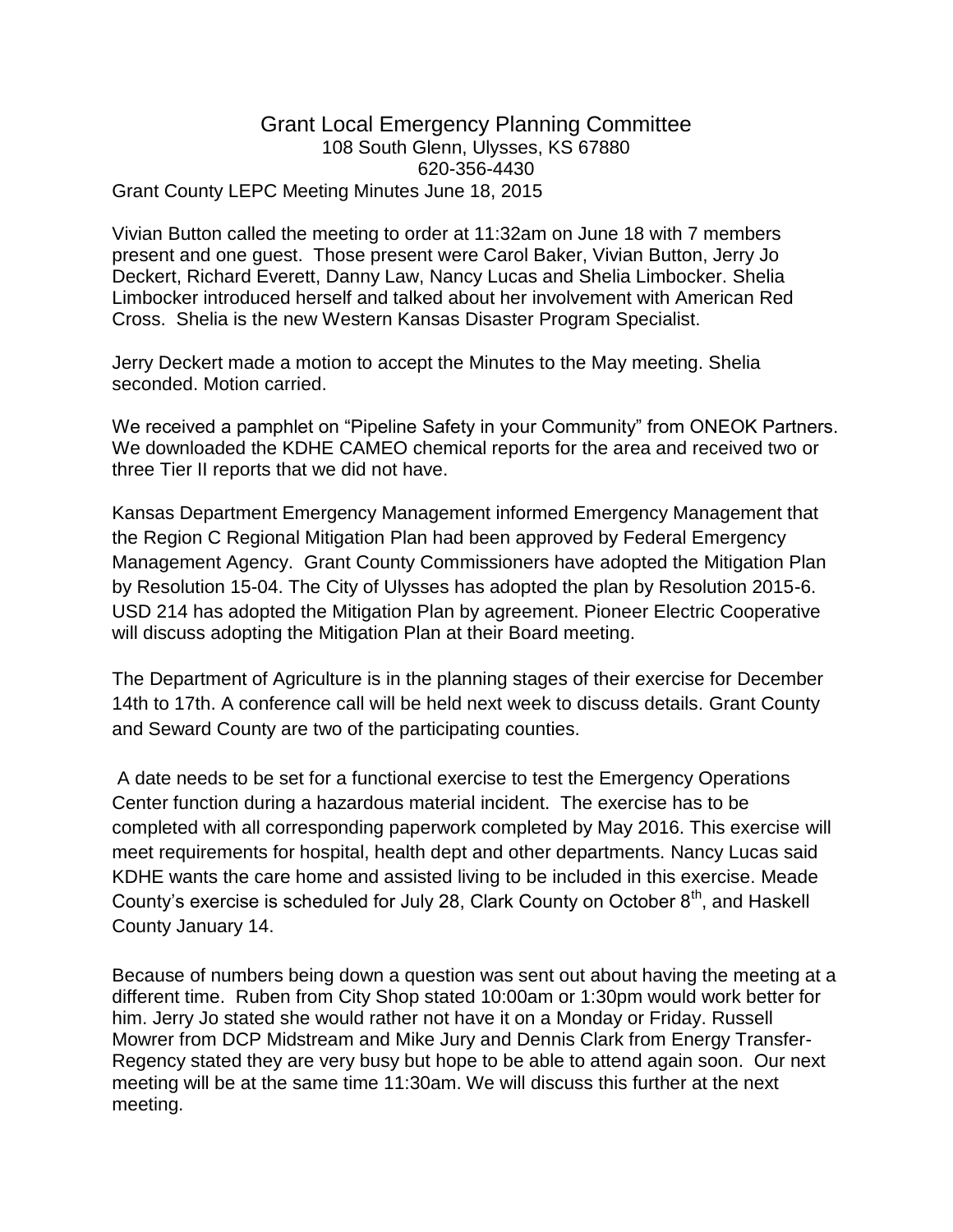# Grant Local Emergency Planning Committee

108 South Glenn, Ulysses, KS 67880
620-356-4430

Grant County LEPC Meeting Minutes June 18, 2015

Vivian Button called the meeting to order at 11:32am on June 18 with 7 members present and one guest. Those present were Carol Baker, Vivian Button, Jerry Jo Deckert, Richard Everett, Danny Law, Nancy Lucas and Shelia Limbocker. Shelia Limbocker introduced herself and talked about her involvement with American Red Cross. Shelia is the new Western Kansas Disaster Program Specialist.

Jerry Deckert made a motion to accept the Minutes to the May meeting. Shelia seconded. Motion carried.

We received a pamphlet on "Pipeline Safety in your Community" from ONEOK Partners. We downloaded the KDHE CAMEO chemical reports for the area and received two or three Tier II reports that we did not have.

Kansas Department Emergency Management informed Emergency Management that the Region C Regional Mitigation Plan had been approved by Federal Emergency Management Agency. Grant County Commissioners have adopted the Mitigation Plan by Resolution 15-04. The City of Ulysses has adopted the plan by Resolution 2015-6. USD 214 has adopted the Mitigation Plan by agreement. Pioneer Electric Cooperative will discuss adopting the Mitigation Plan at their Board meeting.

The Department of Agriculture is in the planning stages of their exercise for December 14th to 17th. A conference call will be held next week to discuss details. Grant County and Seward County are two of the participating counties.

A date needs to be set for a functional exercise to test the Emergency Operations Center function during a hazardous material incident. The exercise has to be completed with all corresponding paperwork completed by May 2016. This exercise will meet requirements for hospital, health dept and other departments. Nancy Lucas said KDHE wants the care home and assisted living to be included in this exercise. Meade County's exercise is scheduled for July 28, Clark County on October 8th, and Haskell County January 14.

Because of numbers being down a question was sent out about having the meeting at a different time. Ruben from City Shop stated 10:00am or 1:30pm would work better for him. Jerry Jo stated she would rather not have it on a Monday or Friday. Russell Mowrer from DCP Midstream and Mike Jury and Dennis Clark from Energy Transfer-Regency stated they are very busy but hope to be able to attend again soon. Our next meeting will be at the same time 11:30am. We will discuss this further at the next meeting.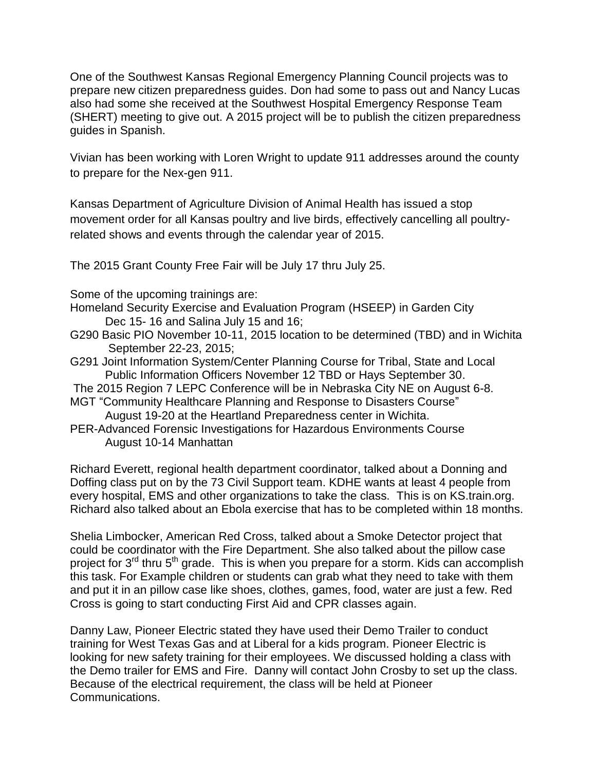One of the Southwest Kansas Regional Emergency Planning Council projects was to prepare new citizen preparedness guides. Don had some to pass out and Nancy Lucas also had some she received at the Southwest Hospital Emergency Response Team (SHERT) meeting to give out. A 2015 project will be to publish the citizen preparedness guides in Spanish.

Vivian has been working with Loren Wright to update 911 addresses around the county to prepare for the Nex-gen 911.

Kansas Department of Agriculture Division of Animal Health has issued a stop movement order for all Kansas poultry and live birds, effectively cancelling all poultry-related shows and events through the calendar year of 2015.

The 2015 Grant County Free Fair will be July 17 thru July 25.

Some of the upcoming trainings are:

Homeland Security Exercise and Evaluation Program (HSEEP) in Garden City Dec 15- 16 and Salina July 15 and 16;

G290 Basic PIO November 10-11, 2015 location to be determined (TBD) and in Wichita September 22-23, 2015;

G291 Joint Information System/Center Planning Course for Tribal, State and Local Public Information Officers November 12 TBD or Hays September 30.

The 2015 Region 7 LEPC Conference will be in Nebraska City NE on August 6-8.

MGT "Community Healthcare Planning and Response to Disasters Course" August 19-20 at the Heartland Preparedness center in Wichita.

PER-Advanced Forensic Investigations for Hazardous Environments Course August 10-14 Manhattan

Richard Everett, regional health department coordinator, talked about a Donning and Doffing class put on by the 73 Civil Support team. KDHE wants at least 4 people from every hospital, EMS and other organizations to take the class. This is on KS.train.org. Richard also talked about an Ebola exercise that has to be completed within 18 months.

Shelia Limbocker, American Red Cross, talked about a Smoke Detector project that could be coordinator with the Fire Department. She also talked about the pillow case project for 3rd thru 5th grade. This is when you prepare for a storm. Kids can accomplish this task. For Example children or students can grab what they need to take with them and put it in an pillow case like shoes, clothes, games, food, water are just a few. Red Cross is going to start conducting First Aid and CPR classes again.

Danny Law, Pioneer Electric stated they have used their Demo Trailer to conduct training for West Texas Gas and at Liberal for a kids program. Pioneer Electric is looking for new safety training for their employees. We discussed holding a class with the Demo trailer for EMS and Fire. Danny will contact John Crosby to set up the class. Because of the electrical requirement, the class will be held at Pioneer Communications.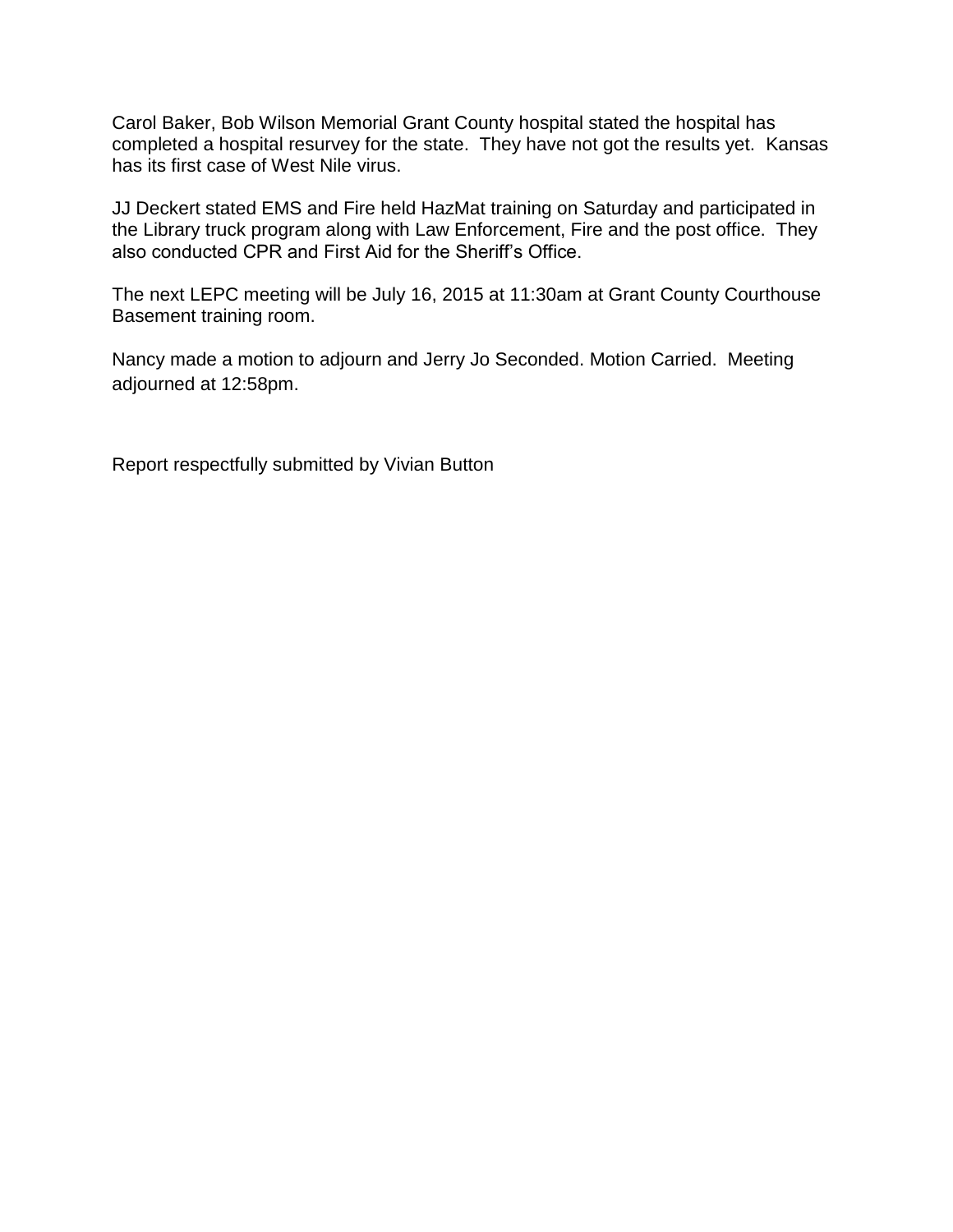Carol Baker, Bob Wilson Memorial Grant County hospital stated the hospital has completed a hospital resurvey for the state. They have not got the results yet. Kansas has its first case of West Nile virus.

JJ Deckert stated EMS and Fire held HazMat training on Saturday and participated in the Library truck program along with Law Enforcement, Fire and the post office. They also conducted CPR and First Aid for the Sheriff's Office.

The next LEPC meeting will be July 16, 2015 at 11:30am at Grant County Courthouse Basement training room.

Nancy made a motion to adjourn and Jerry Jo Seconded. Motion Carried. Meeting adjourned at 12:58pm.

Report respectfully submitted by Vivian Button